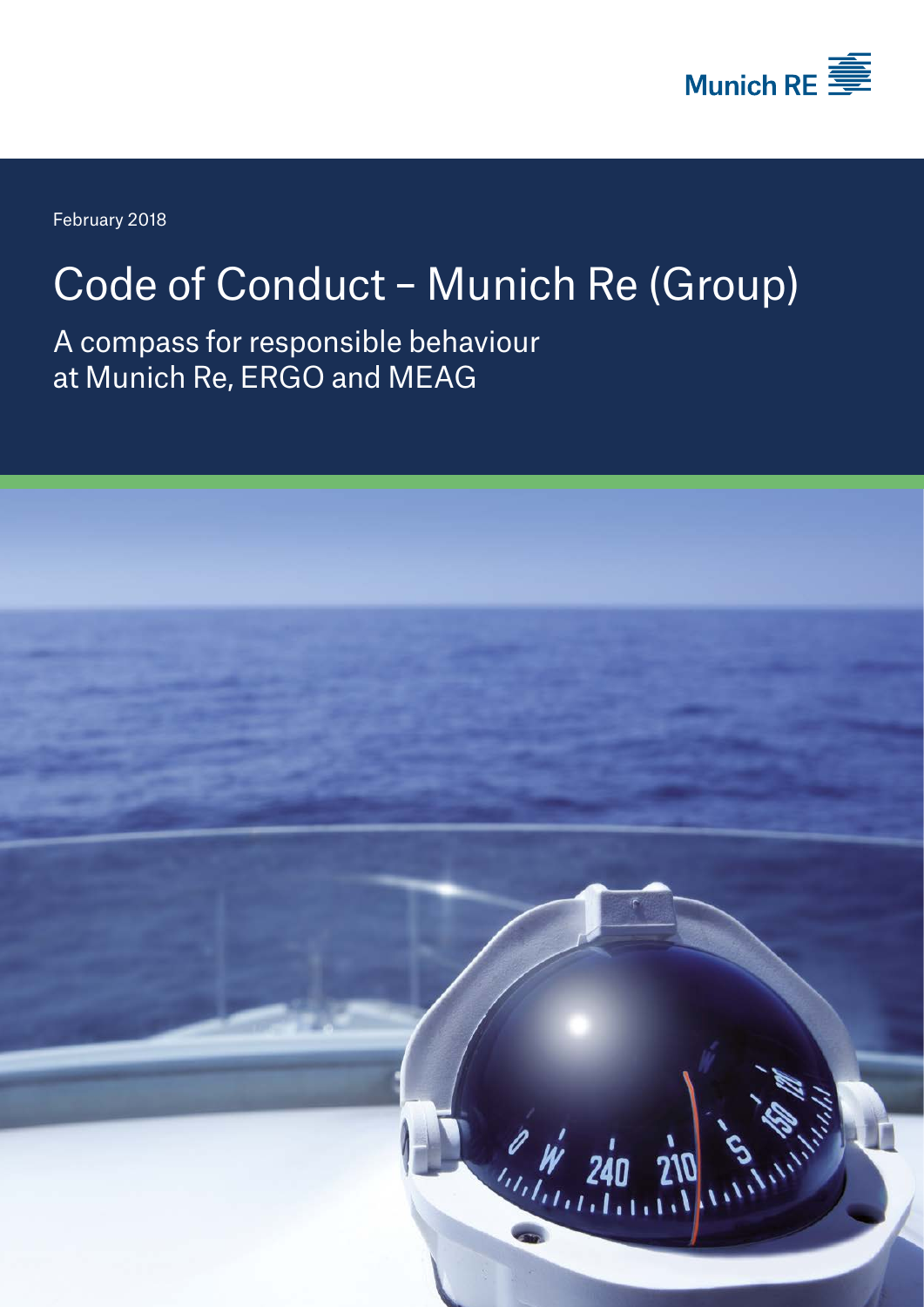Munich RE

February 2018

# Code of Conduct – Munich Re (Group)

## A compass for responsible behaviour at Munich Re, ERGO and MEAG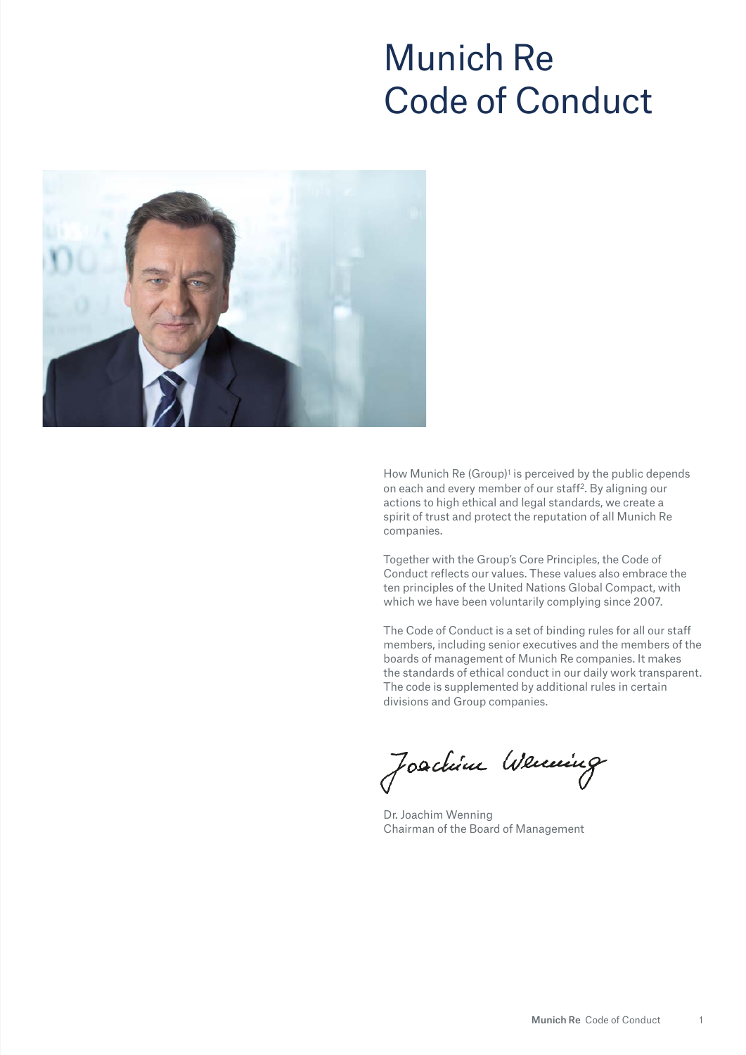# Munich Re Code of Conduct

How Munich Re (Group)[1] is perceived by the public depends on each and every member of our staff[2]. By aligning our actions to high ethical and legal standards, we create a spirit of trust and protect the reputation of all Munich Re companies.

Together with the Group's Core Principles, the Code of Conduct reflects our values. These values also embrace the ten principles of the United Nations Global Compact, with which we have been voluntarily complying since 2007.

The Code of Conduct is a set of binding rules for all our staff members, including senior executives and the members of the boards of management of Munich Re companies. It makes the standards of ethical conduct in our daily work transparent. The code is supplemented by additional rules in certain divisions and Group companies.

Dr. Joachim Wenning
Chairman of the Board of Management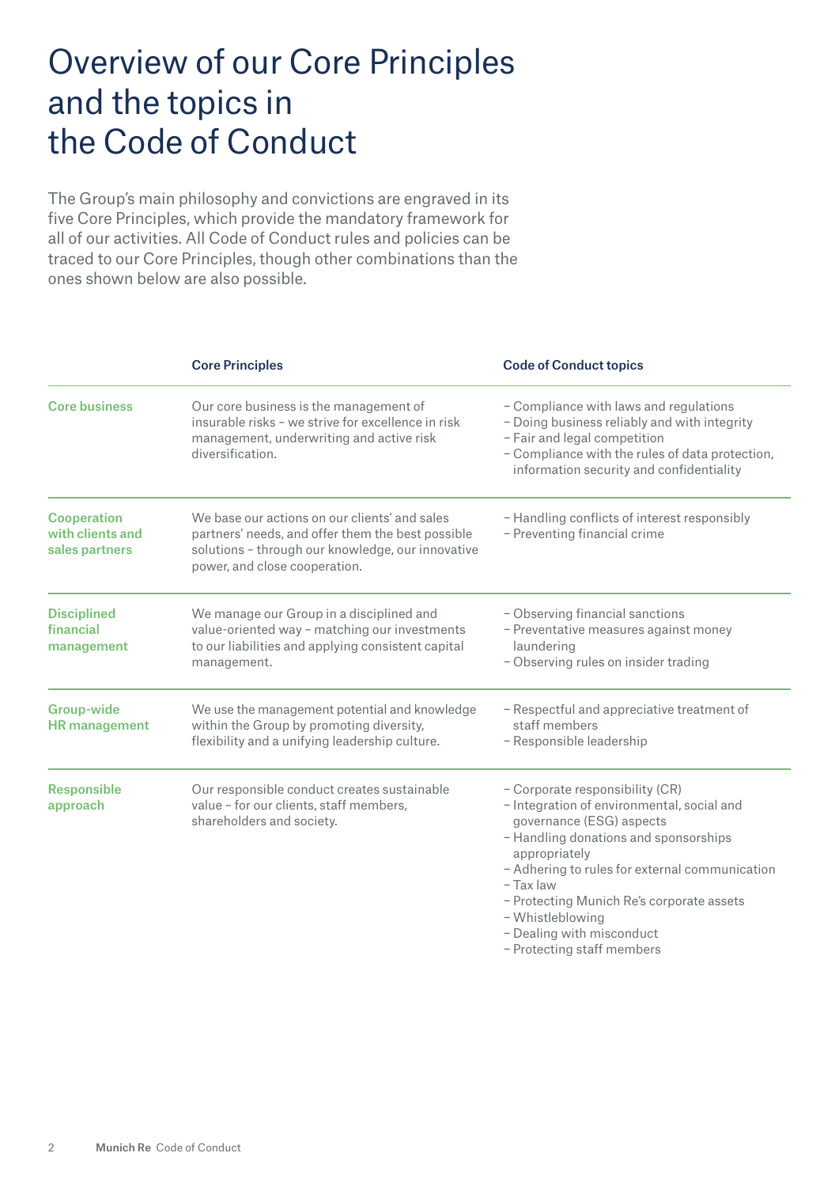# Overview of our Core Principles and the topics in the Code of Conduct

The Group's main philosophy and convictions are engraved in its five Core Principles, which provide the mandatory framework for all of our activities. All Code of Conduct rules and policies can be traced to our Core Principles, though other combinations than the ones shown below are also possible.

| | Core Principles | Code of Conduct topics |
|---|---|---|
| **Core business** | Our core business is the management of insurable risks – we strive for excellence in risk management, underwriting and active risk diversification. | – Compliance with laws and regulations<br>– Doing business reliably and with integrity<br>– Fair and legal competition<br>– Compliance with the rules of data protection, information security and confidentiality |
| **Cooperation with clients and sales partners** | We base our actions on our clients' and sales partners' needs, and offer them the best possible solutions – through our knowledge, our innovative power, and close cooperation. | – Handling conflicts of interest responsibly<br>– Preventing financial crime |
| **Disciplined financial management** | We manage our Group in a disciplined and value-oriented way – matching our investments to our liabilities and applying consistent capital management. | – Observing financial sanctions<br>– Preventative measures against money laundering<br>– Observing rules on insider trading |
| **Group-wide HR management** | We use the management potential and knowledge within the Group by promoting diversity, flexibility and a unifying leadership culture. | – Respectful and appreciative treatment of staff members<br>– Responsible leadership |
| **Responsible approach** | Our responsible conduct creates sustainable value – for our clients, staff members, shareholders and society. | – Corporate responsibility (CR)<br>– Integration of environmental, social and governance (ESG) aspects<br>– Handling donations and sponsorships appropriately<br>– Adhering to rules for external communication<br>– Tax law<br>– Protecting Munich Re's corporate assets<br>– Whistleblowing<br>– Dealing with misconduct<br>– Protecting staff members |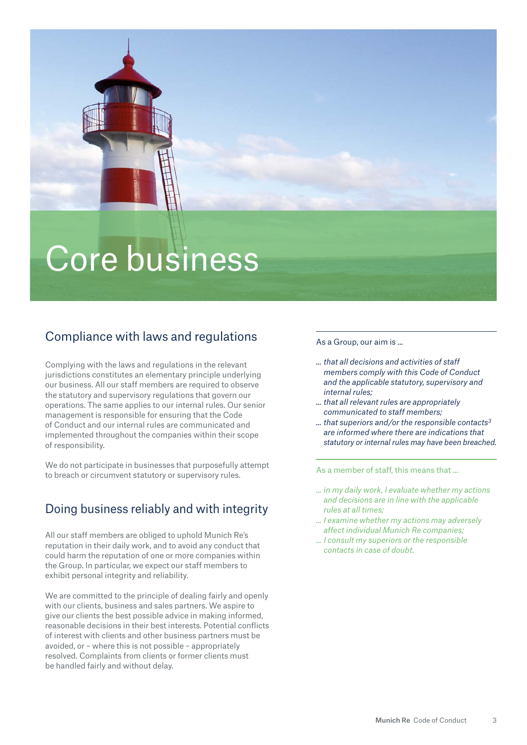# Core business

## Compliance with laws and regulations

Complying with the laws and regulations in the relevant jurisdictions constitutes an elementary principle underlying our business. All our staff members are required to observe the statutory and supervisory regulations that govern our operations. The same applies to our internal rules. Our senior management is responsible for ensuring that the Code of Conduct and our internal rules are communicated and implemented throughout the companies within their scope of responsibility.

We do not participate in businesses that purposefully attempt to breach or circumvent statutory or supervisory rules.

## Doing business reliably and with integrity

All our staff members are obliged to uphold Munich Re's reputation in their daily work, and to avoid any conduct that could harm the reputation of one or more companies within the Group. In particular, we expect our staff members to exhibit personal integrity and reliability.

We are committed to the principle of dealing fairly and openly with our clients, business and sales partners. We aspire to give our clients the best possible advice in making informed, reasonable decisions in their best interests. Potential conflicts of interest with clients and other business partners must be avoided, or – where this is not possible – appropriately resolved. Complaints from clients or former clients must be handled fairly and without delay.

As a Group, our aim is ...

- *... that all decisions and activities of staff members comply with this Code of Conduct and the applicable statutory, supervisory and internal rules;*
- *... that all relevant rules are appropriately communicated to staff members;*
- *... that superiors and/or the responsible contacts[3] are informed where there are indications that statutory or internal rules may have been breached.*

As a member of staff, this means that ...

- *... in my daily work, I evaluate whether my actions and decisions are in line with the applicable rules at all times;*
- *... I examine whether my actions may adversely affect individual Munich Re companies;*
- *... I consult my superiors or the responsible contacts in case of doubt.*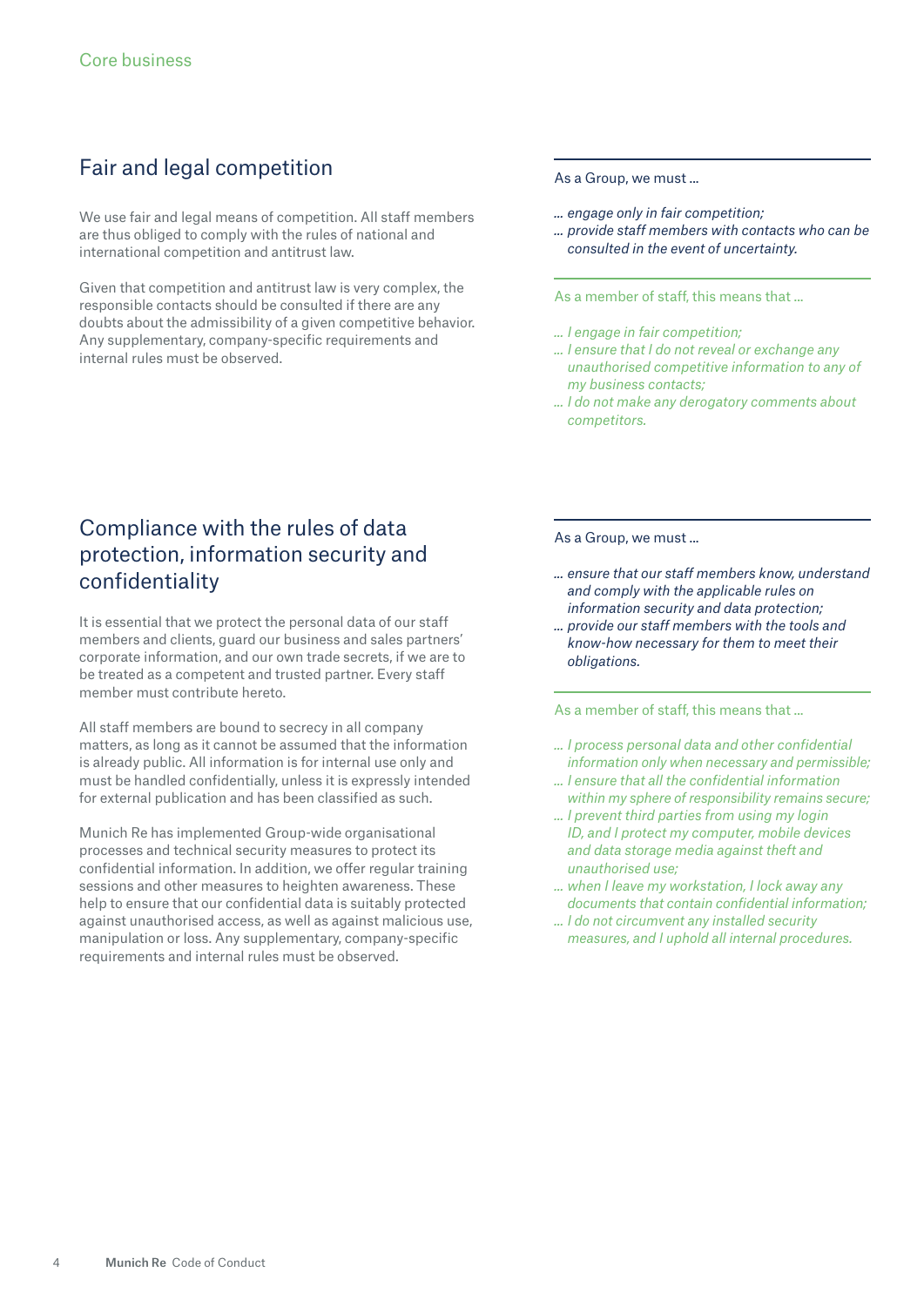Core business

## Fair and legal competition

We use fair and legal means of competition. All staff members are thus obliged to comply with the rules of national and international competition and antitrust law.

Given that competition and antitrust law is very complex, the responsible contacts should be consulted if there are any doubts about the admissibility of a given competitive behavior. Any supplementary, company-specific requirements and internal rules must be observed.

As a Group, we must ...

- *... engage only in fair competition;*
- *... provide staff members with contacts who can be consulted in the event of uncertainty.*

As a member of staff, this means that ...

- *... I engage in fair competition;*
- *... I ensure that I do not reveal or exchange any unauthorised competitive information to any of my business contacts;*
- *... I do not make any derogatory comments about competitors.*

## Compliance with the rules of data protection, information security and confidentiality

It is essential that we protect the personal data of our staff members and clients, guard our business and sales partners' corporate information, and our own trade secrets, if we are to be treated as a competent and trusted partner. Every staff member must contribute hereto.

All staff members are bound to secrecy in all company matters, as long as it cannot be assumed that the information is already public. All information is for internal use only and must be handled confidentially, unless it is expressly intended for external publication and has been classified as such.

Munich Re has implemented Group-wide organisational processes and technical security measures to protect its confidential information. In addition, we offer regular training sessions and other measures to heighten awareness. These help to ensure that our confidential data is suitably protected against unauthorised access, as well as against malicious use, manipulation or loss. Any supplementary, company-specific requirements and internal rules must be observed.

As a Group, we must ...

- *... ensure that our staff members know, understand and comply with the applicable rules on information security and data protection;*
- *... provide our staff members with the tools and know-how necessary for them to meet their obligations.*

As a member of staff, this means that ...

- *... I process personal data and other confidential information only when necessary and permissible;*
- *... I ensure that all the confidential information within my sphere of responsibility remains secure;*
- *... I prevent third parties from using my login ID, and I protect my computer, mobile devices and data storage media against theft and unauthorised use;*
- *... when I leave my workstation, I lock away any documents that contain confidential information;*
- *... I do not circumvent any installed security measures, and I uphold all internal procedures.*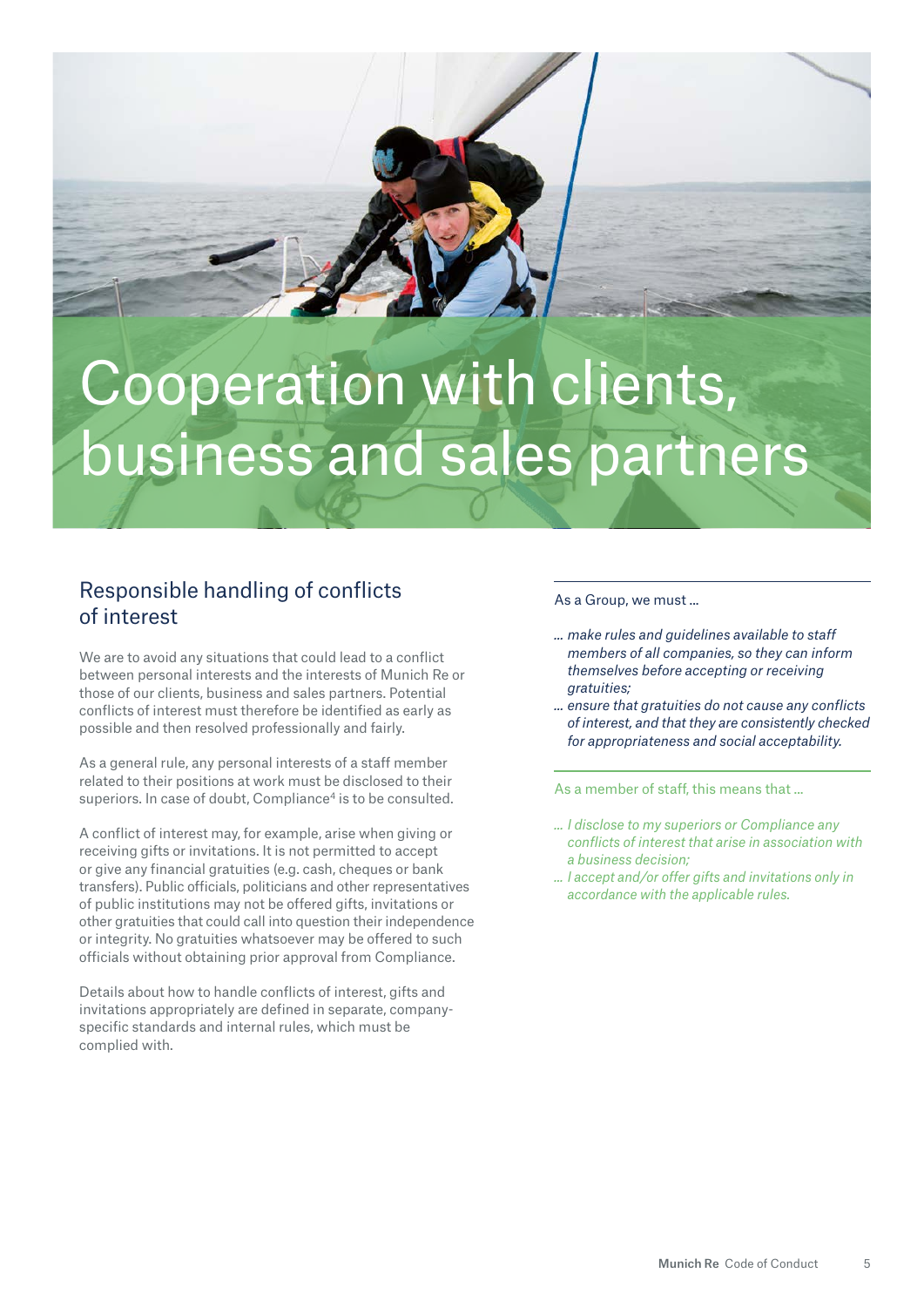# Cooperation with clients, business and sales partners

## Responsible handling of conflicts of interest

We are to avoid any situations that could lead to a conflict between personal interests and the interests of Munich Re or those of our clients, business and sales partners. Potential conflicts of interest must therefore be identified as early as possible and then resolved professionally and fairly.

As a general rule, any personal interests of a staff member related to their positions at work must be disclosed to their superiors. In case of doubt, Compliance[4] is to be consulted.

A conflict of interest may, for example, arise when giving or receiving gifts or invitations. It is not permitted to accept or give any financial gratuities (e.g. cash, cheques or bank transfers). Public officials, politicians and other representatives of public institutions may not be offered gifts, invitations or other gratuities that could call into question their independence or integrity. No gratuities whatsoever may be offered to such officials without obtaining prior approval from Compliance.

Details about how to handle conflicts of interest, gifts and invitations appropriately are defined in separate, company-specific standards and internal rules, which must be complied with.

As a Group, we must ...

- *... make rules and guidelines available to staff members of all companies, so they can inform themselves before accepting or receiving gratuities;*
- *... ensure that gratuities do not cause any conflicts of interest, and that they are consistently checked for appropriateness and social acceptability.*

As a member of staff, this means that ...

- *... I disclose to my superiors or Compliance any conflicts of interest that arise in association with a business decision;*
- *... I accept and/or offer gifts and invitations only in accordance with the applicable rules.*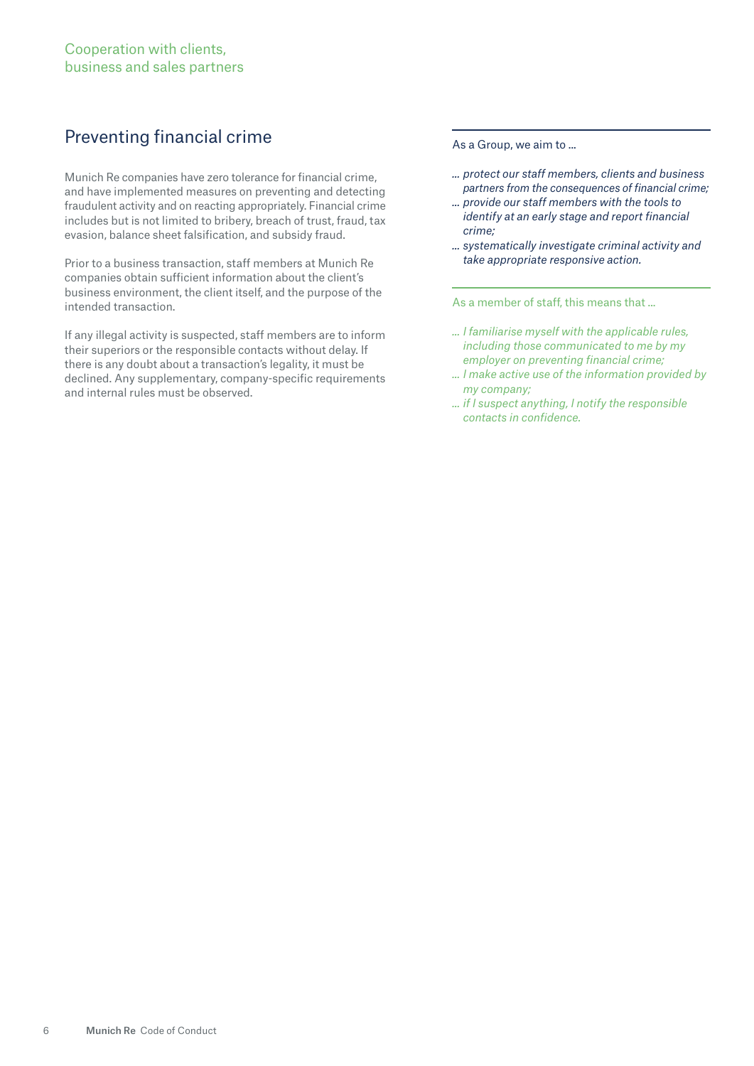## Preventing financial crime

Munich Re companies have zero tolerance for financial crime, and have implemented measures on preventing and detecting fraudulent activity and on reacting appropriately. Financial crime includes but is not limited to bribery, breach of trust, fraud, tax evasion, balance sheet falsification, and subsidy fraud.

Prior to a business transaction, staff members at Munich Re companies obtain sufficient information about the client's business environment, the client itself, and the purpose of the intended transaction.

If any illegal activity is suspected, staff members are to inform their superiors or the responsible contacts without delay. If there is any doubt about a transaction's legality, it must be declined. Any supplementary, company-specific requirements and internal rules must be observed.

As a Group, we aim to …

- *… protect our staff members, clients and business partners from the consequences of financial crime;*
- *… provide our staff members with the tools to identify at an early stage and report financial crime;*
- *… systematically investigate criminal activity and take appropriate responsive action.*

As a member of staff, this means that …

- *… I familiarise myself with the applicable rules, including those communicated to me by my employer on preventing financial crime;*
- *… I make active use of the information provided by my company;*
- *… if I suspect anything, I notify the responsible contacts in confidence.*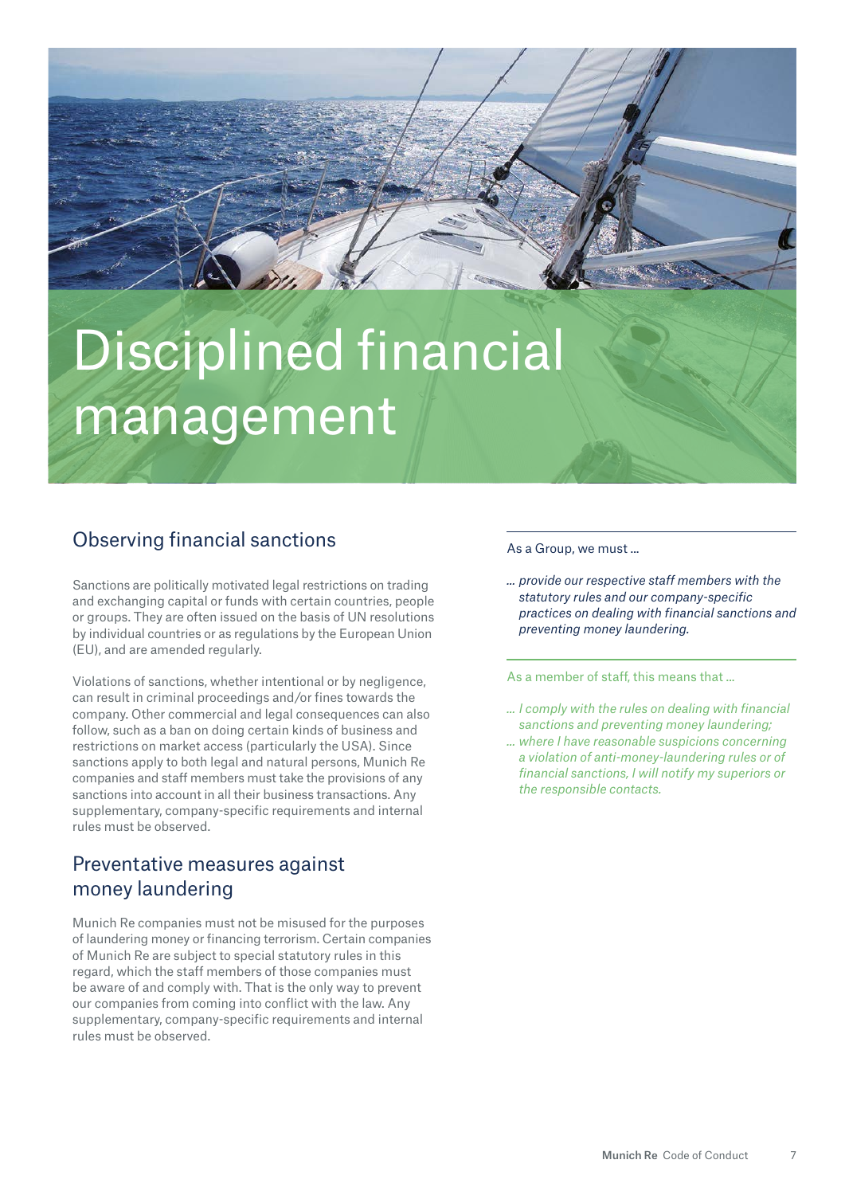# Disciplined financial management

## Observing financial sanctions

Sanctions are politically motivated legal restrictions on trading and exchanging capital or funds with certain countries, people or groups. They are often issued on the basis of UN resolutions by individual countries or as regulations by the European Union (EU), and are amended regularly.

Violations of sanctions, whether intentional or by negligence, can result in criminal proceedings and/or fines towards the company. Other commercial and legal consequences can also follow, such as a ban on doing certain kinds of business and restrictions on market access (particularly the USA). Since sanctions apply to both legal and natural persons, Munich Re companies and staff members must take the provisions of any sanctions into account in all their business transactions. Any supplementary, company-specific requirements and internal rules must be observed.

## Preventative measures against money laundering

Munich Re companies must not be misused for the purposes of laundering money or financing terrorism. Certain companies of Munich Re are subject to special statutory rules in this regard, which the staff members of those companies must be aware of and comply with. That is the only way to prevent our companies from coming into conflict with the law. Any supplementary, company-specific requirements and internal rules must be observed.

As a Group, we must ...

*... provide our respective staff members with the statutory rules and our company-specific practices on dealing with financial sanctions and preventing money laundering.*

As a member of staff, this means that ...

*... I comply with the rules on dealing with financial sanctions and preventing money laundering;*

*... where I have reasonable suspicions concerning a violation of anti-money-laundering rules or of financial sanctions, I will notify my superiors or the responsible contacts.*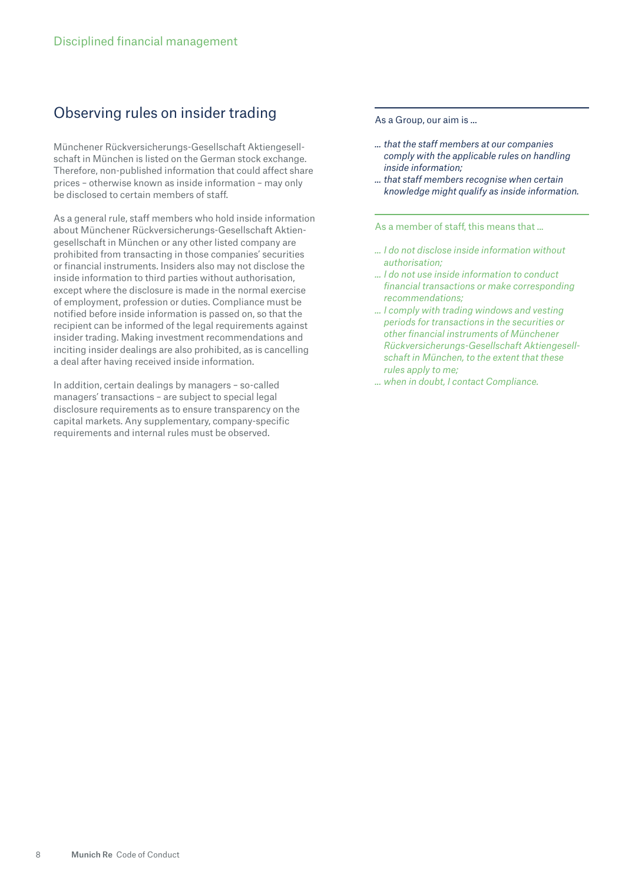Disciplined financial management

## Observing rules on insider trading

Münchener Rückversicherungs-Gesellschaft Aktiengesellschaft in München is listed on the German stock exchange. Therefore, non-published information that could affect share prices – otherwise known as inside information – may only be disclosed to certain members of staff.

As a general rule, staff members who hold inside information about Münchener Rückversicherungs-Gesellschaft Aktiengesellschaft in München or any other listed company are prohibited from transacting in those companies' securities or financial instruments. Insiders also may not disclose the inside information to third parties without authorisation, except where the disclosure is made in the normal exercise of employment, profession or duties. Compliance must be notified before inside information is passed on, so that the recipient can be informed of the legal requirements against insider trading. Making investment recommendations and inciting insider dealings are also prohibited, as is cancelling a deal after having received inside information.

In addition, certain dealings by managers – so-called managers' transactions – are subject to special legal disclosure requirements as to ensure transparency on the capital markets. Any supplementary, company-specific requirements and internal rules must be observed.

As a Group, our aim is ...

- *... that the staff members at our companies comply with the applicable rules on handling inside information;*
- *... that staff members recognise when certain knowledge might qualify as inside information.*

As a member of staff, this means that ...

- *... I do not disclose inside information without authorisation;*
- *... I do not use inside information to conduct financial transactions or make corresponding recommendations;*
- *... I comply with trading windows and vesting periods for transactions in the securities or other financial instruments of Münchener Rückversicherungs-Gesellschaft Aktiengesellschaft in München, to the extent that these rules apply to me;*
- *... when in doubt, I contact Compliance.*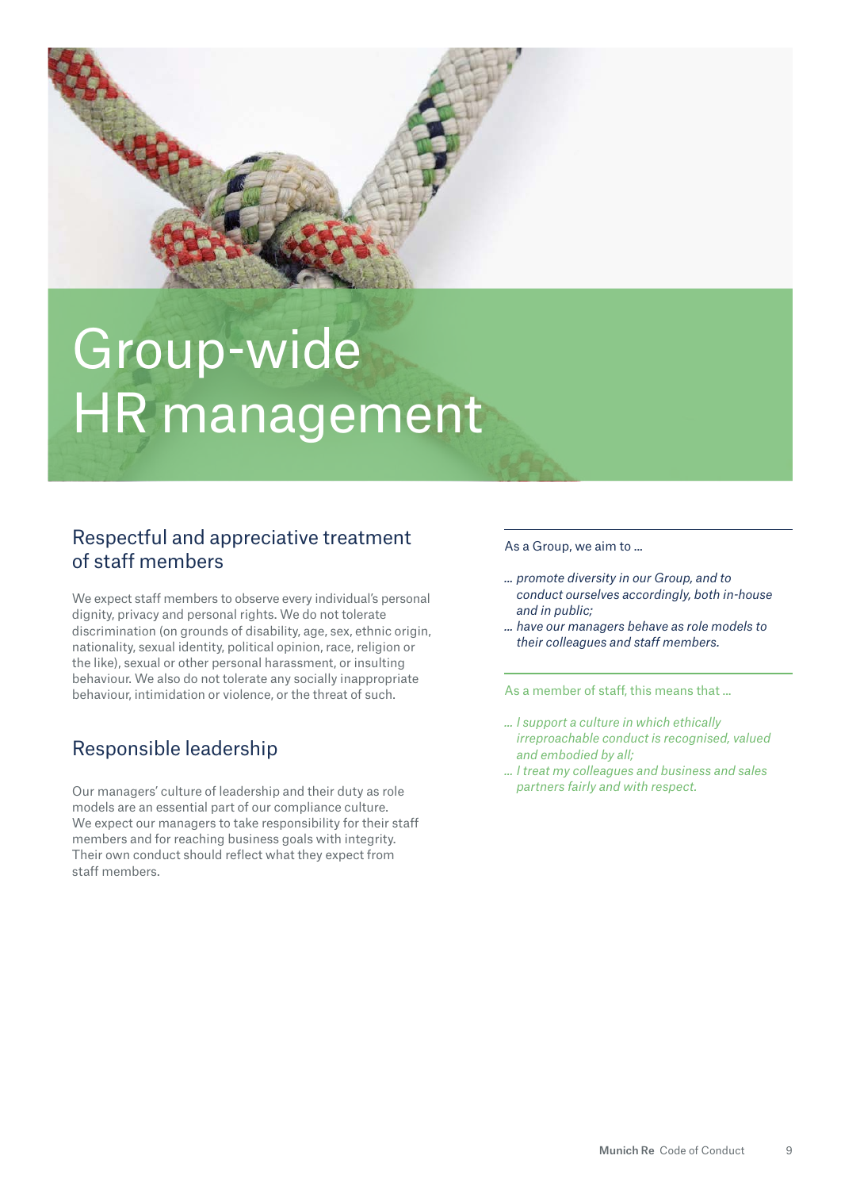# Group-wide HR management

## Respectful and appreciative treatment of staff members

We expect staff members to observe every individual's personal dignity, privacy and personal rights. We do not tolerate discrimination (on grounds of disability, age, sex, ethnic origin, nationality, sexual identity, political opinion, race, religion or the like), sexual or other personal harassment, or insulting behaviour. We also do not tolerate any socially inappropriate behaviour, intimidation or violence, or the threat of such.

## Responsible leadership

Our managers' culture of leadership and their duty as role models are an essential part of our compliance culture. We expect our managers to take responsibility for their staff members and for reaching business goals with integrity. Their own conduct should reflect what they expect from staff members.

As a Group, we aim to ...

- *... promote diversity in our Group, and to conduct ourselves accordingly, both in-house and in public;*
- *... have our managers behave as role models to their colleagues and staff members.*

As a member of staff, this means that ...

- *... I support a culture in which ethically irreproachable conduct is recognised, valued and embodied by all;*
- *... I treat my colleagues and business and sales partners fairly and with respect.*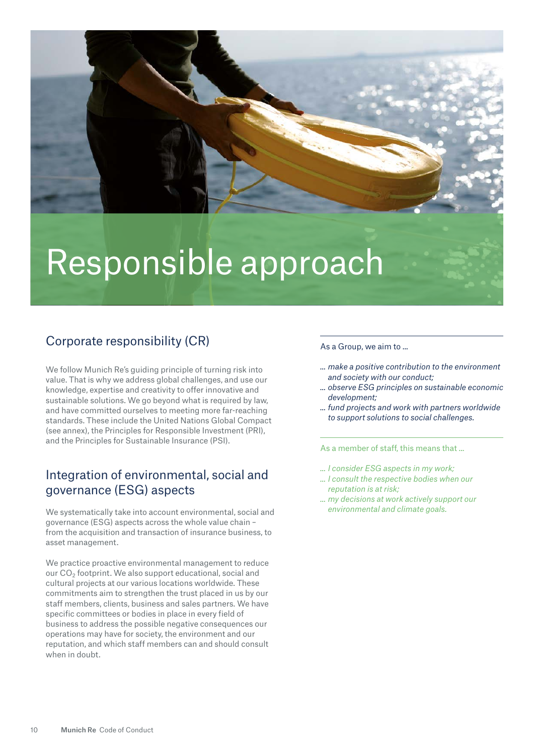# Responsible approach

## Corporate responsibility (CR)

We follow Munich Re's guiding principle of turning risk into value. That is why we address global challenges, and use our knowledge, expertise and creativity to offer innovative and sustainable solutions. We go beyond what is required by law, and have committed ourselves to meeting more far-reaching standards. These include the United Nations Global Compact (see annex), the Principles for Responsible Investment (PRI), and the Principles for Sustainable Insurance (PSI).

## Integration of environmental, social and governance (ESG) aspects

We systematically take into account environmental, social and governance (ESG) aspects across the whole value chain – from the acquisition and transaction of insurance business, to asset management.

We practice proactive environmental management to reduce our $CO_2$ footprint. We also support educational, social and cultural projects at our various locations worldwide. These commitments aim to strengthen the trust placed in us by our staff members, clients, business and sales partners. We have specific committees or bodies in place in every field of business to address the possible negative consequences our operations may have for society, the environment and our reputation, and which staff members can and should consult when in doubt.

---

As a Group, we aim to ...

- *... make a positive contribution to the environment and society with our conduct;*
- *... observe ESG principles on sustainable economic development;*
- *... fund projects and work with partners worldwide to support solutions to social challenges.*

---

As a member of staff, this means that ...

- *... I consider ESG aspects in my work;*
- *... I consult the respective bodies when our reputation is at risk;*
- *... my decisions at work actively support our environmental and climate goals.*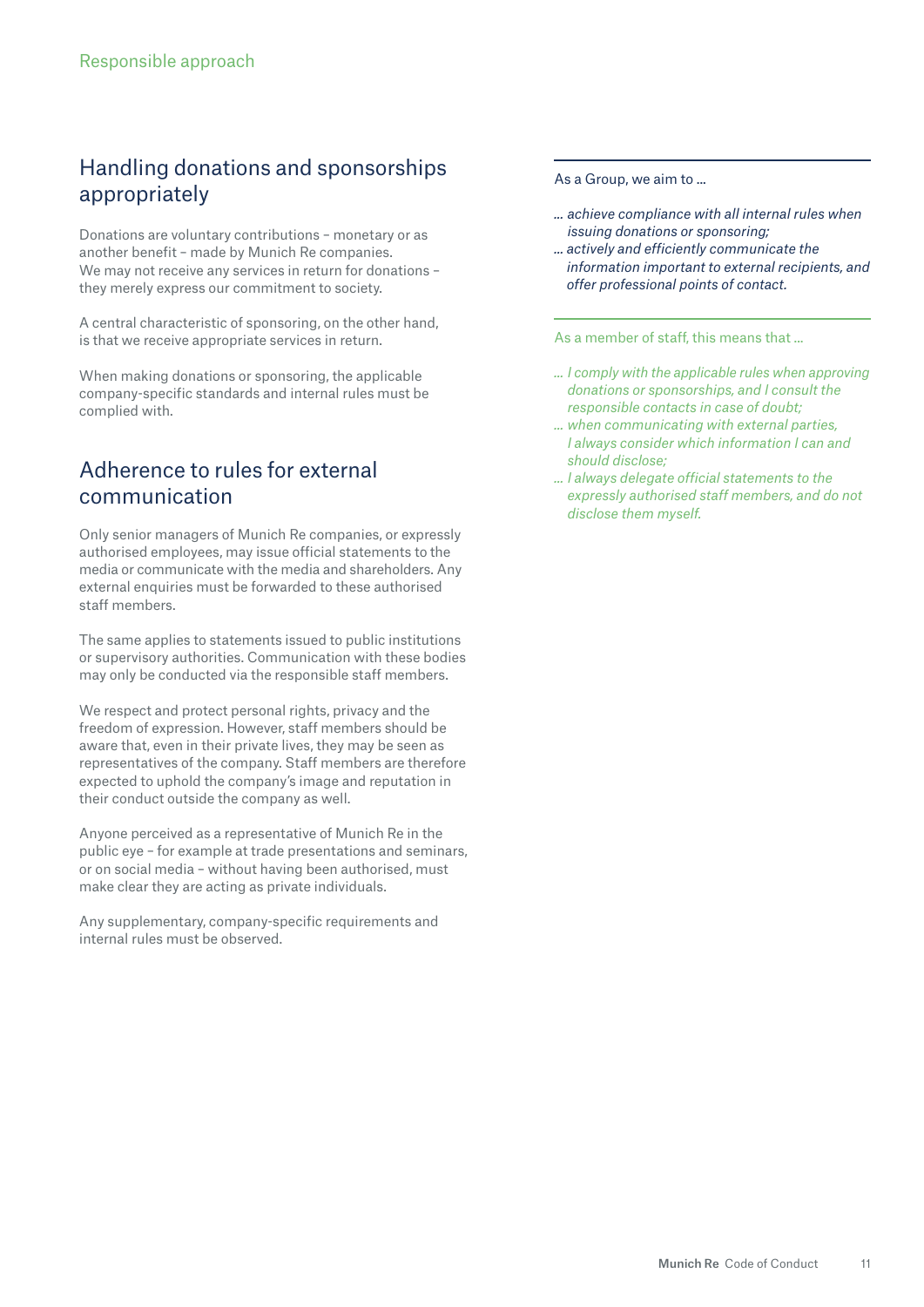## Handling donations and sponsorships appropriately

Donations are voluntary contributions – monetary or as another benefit – made by Munich Re companies. We may not receive any services in return for donations – they merely express our commitment to society.

A central characteristic of sponsoring, on the other hand, is that we receive appropriate services in return.

When making donations or sponsoring, the applicable company-specific standards and internal rules must be complied with.

## Adherence to rules for external communication

Only senior managers of Munich Re companies, or expressly authorised employees, may issue official statements to the media or communicate with the media and shareholders. Any external enquiries must be forwarded to these authorised staff members.

The same applies to statements issued to public institutions or supervisory authorities. Communication with these bodies may only be conducted via the responsible staff members.

We respect and protect personal rights, privacy and the freedom of expression. However, staff members should be aware that, even in their private lives, they may be seen as representatives of the company. Staff members are therefore expected to uphold the company's image and reputation in their conduct outside the company as well.

Anyone perceived as a representative of Munich Re in the public eye – for example at trade presentations and seminars, or on social media – without having been authorised, must make clear they are acting as private individuals.

Any supplementary, company-specific requirements and internal rules must be observed.

As a Group, we aim to ...

- *... achieve compliance with all internal rules when issuing donations or sponsoring;*
- *... actively and efficiently communicate the information important to external recipients, and offer professional points of contact.*

As a member of staff, this means that ...

- *... I comply with the applicable rules when approving donations or sponsorships, and I consult the responsible contacts in case of doubt;*
- *... when communicating with external parties, I always consider which information I can and should disclose;*
- *... I always delegate official statements to the expressly authorised staff members, and do not disclose them myself.*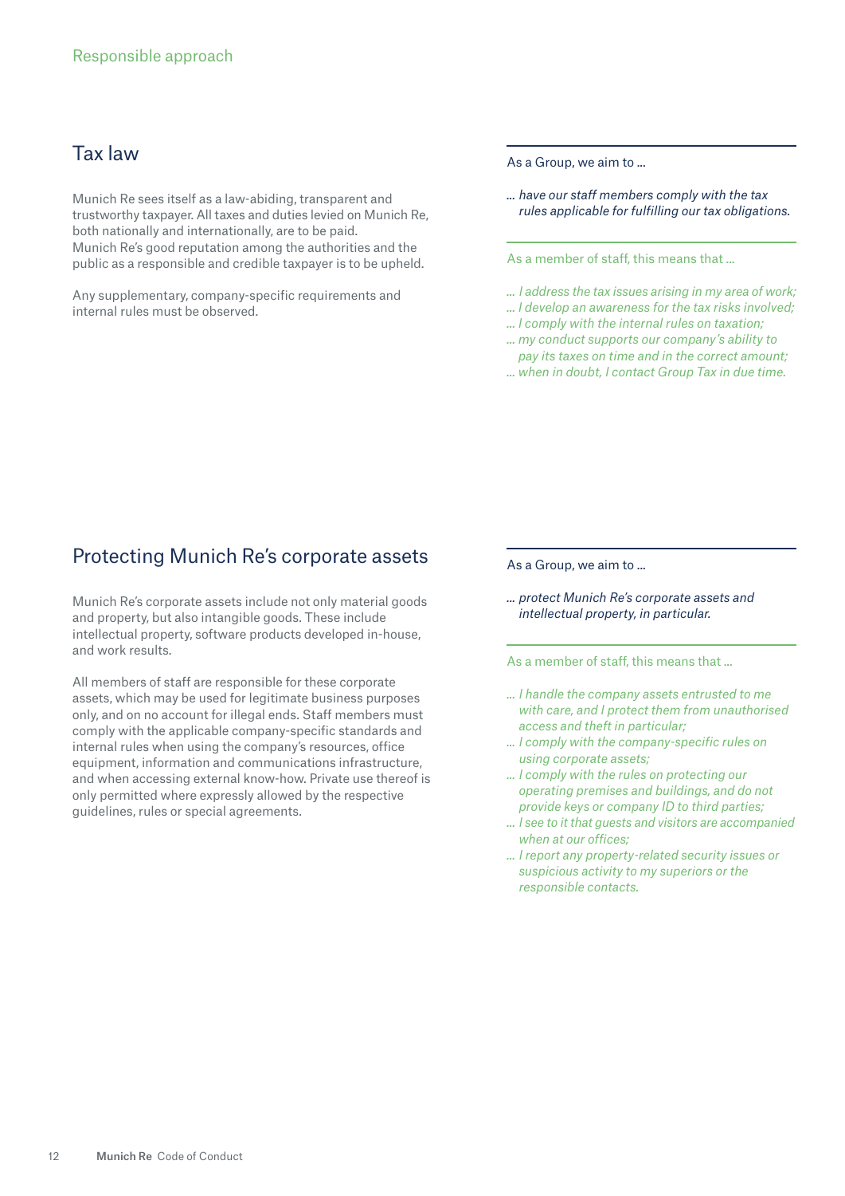## Tax law

Munich Re sees itself as a law-abiding, transparent and trustworthy taxpayer. All taxes and duties levied on Munich Re, both nationally and internationally, are to be paid. Munich Re's good reputation among the authorities and the public as a responsible and credible taxpayer is to be upheld.

Any supplementary, company-specific requirements and internal rules must be observed.

As a Group, we aim to ...

*... have our staff members comply with the tax rules applicable for fulfilling our tax obligations.*

As a member of staff, this means that ...

*... I address the tax issues arising in my area of work;*
*... I develop an awareness for the tax risks involved;*
*... I comply with the internal rules on taxation;*
*... my conduct supports our company's ability to pay its taxes on time and in the correct amount;*
*... when in doubt, I contact Group Tax in due time.*

## Protecting Munich Re's corporate assets

Munich Re's corporate assets include not only material goods and property, but also intangible goods. These include intellectual property, software products developed in-house, and work results.

All members of staff are responsible for these corporate assets, which may be used for legitimate business purposes only, and on no account for illegal ends. Staff members must comply with the applicable company-specific standards and internal rules when using the company's resources, office equipment, information and communications infrastructure, and when accessing external know-how. Private use thereof is only permitted where expressly allowed by the respective guidelines, rules or special agreements.

As a Group, we aim to ...

*... protect Munich Re's corporate assets and intellectual property, in particular.*

As a member of staff, this means that ...

*... I handle the company assets entrusted to me with care, and I protect them from unauthorised access and theft in particular;*
*... I comply with the company-specific rules on using corporate assets;*
*... I comply with the rules on protecting our operating premises and buildings, and do not provide keys or company ID to third parties;*
*... I see to it that guests and visitors are accompanied when at our offices;*
*... I report any property-related security issues or suspicious activity to my superiors or the responsible contacts.*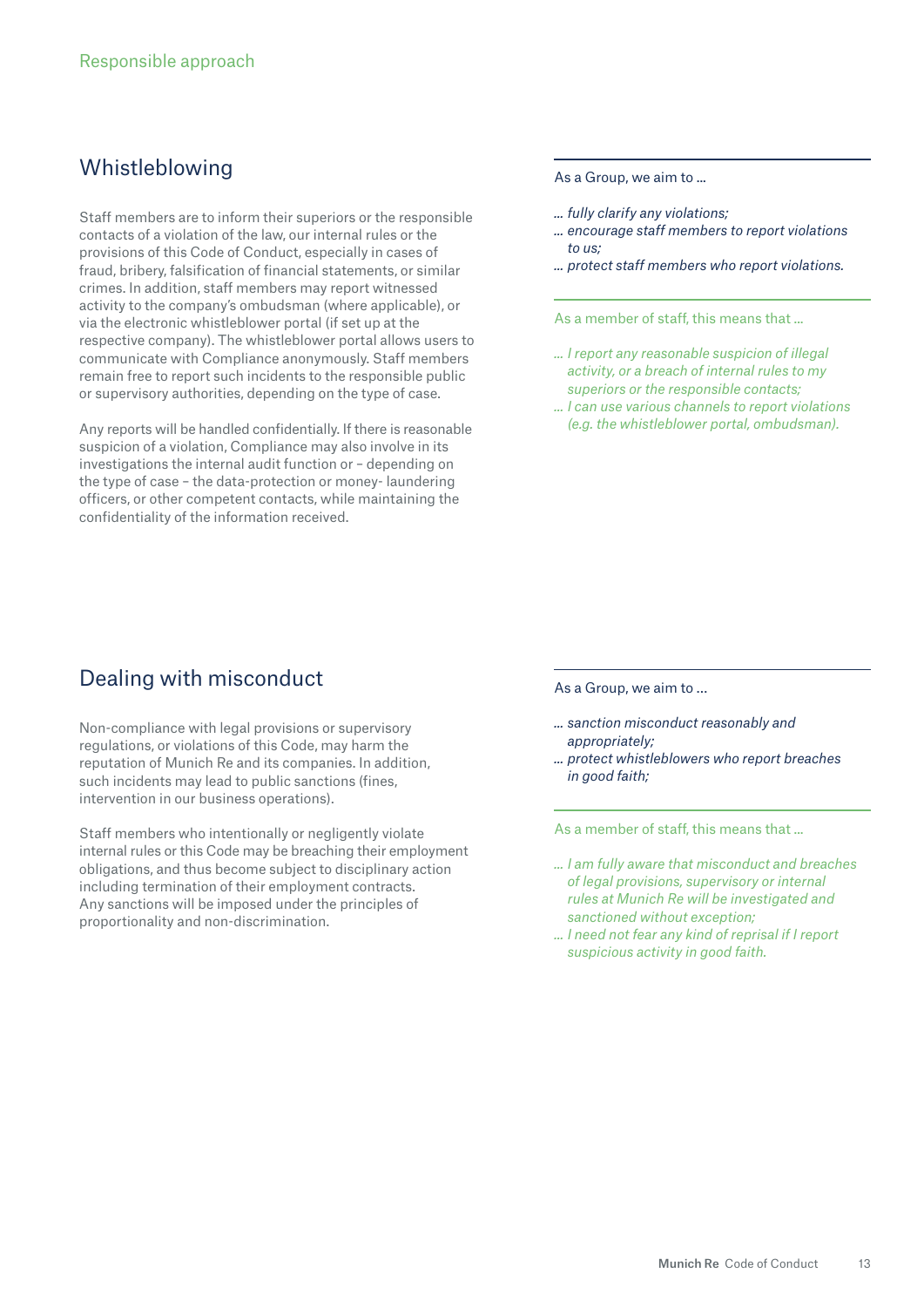## Whistleblowing

Staff members are to inform their superiors or the responsible contacts of a violation of the law, our internal rules or the provisions of this Code of Conduct, especially in cases of fraud, bribery, falsification of financial statements, or similar crimes. In addition, staff members may report witnessed activity to the company's ombudsman (where applicable), or via the electronic whistleblower portal (if set up at the respective company). The whistleblower portal allows users to communicate with Compliance anonymously. Staff members remain free to report such incidents to the responsible public or supervisory authorities, depending on the type of case.

Any reports will be handled confidentially. If there is reasonable suspicion of a violation, Compliance may also involve in its investigations the internal audit function or – depending on the type of case – the data-protection or money- laundering officers, or other competent contacts, while maintaining the confidentiality of the information received.

As a Group, we aim to ...

- *... fully clarify any violations;*
- *... encourage staff members to report violations to us;*
- *... protect staff members who report violations.*

As a member of staff, this means that ...

- *... I report any reasonable suspicion of illegal activity, or a breach of internal rules to my superiors or the responsible contacts;*
- *... I can use various channels to report violations (e.g. the whistleblower portal, ombudsman).*

## Dealing with misconduct

Non-compliance with legal provisions or supervisory regulations, or violations of this Code, may harm the reputation of Munich Re and its companies. In addition, such incidents may lead to public sanctions (fines, intervention in our business operations).

Staff members who intentionally or negligently violate internal rules or this Code may be breaching their employment obligations, and thus become subject to disciplinary action including termination of their employment contracts. Any sanctions will be imposed under the principles of proportionality and non-discrimination.

As a Group, we aim to ...

- *... sanction misconduct reasonably and appropriately;*
- *... protect whistleblowers who report breaches in good faith;*

As a member of staff, this means that ...

- *... I am fully aware that misconduct and breaches of legal provisions, supervisory or internal rules at Munich Re will be investigated and sanctioned without exception;*
- *... I need not fear any kind of reprisal if I report suspicious activity in good faith.*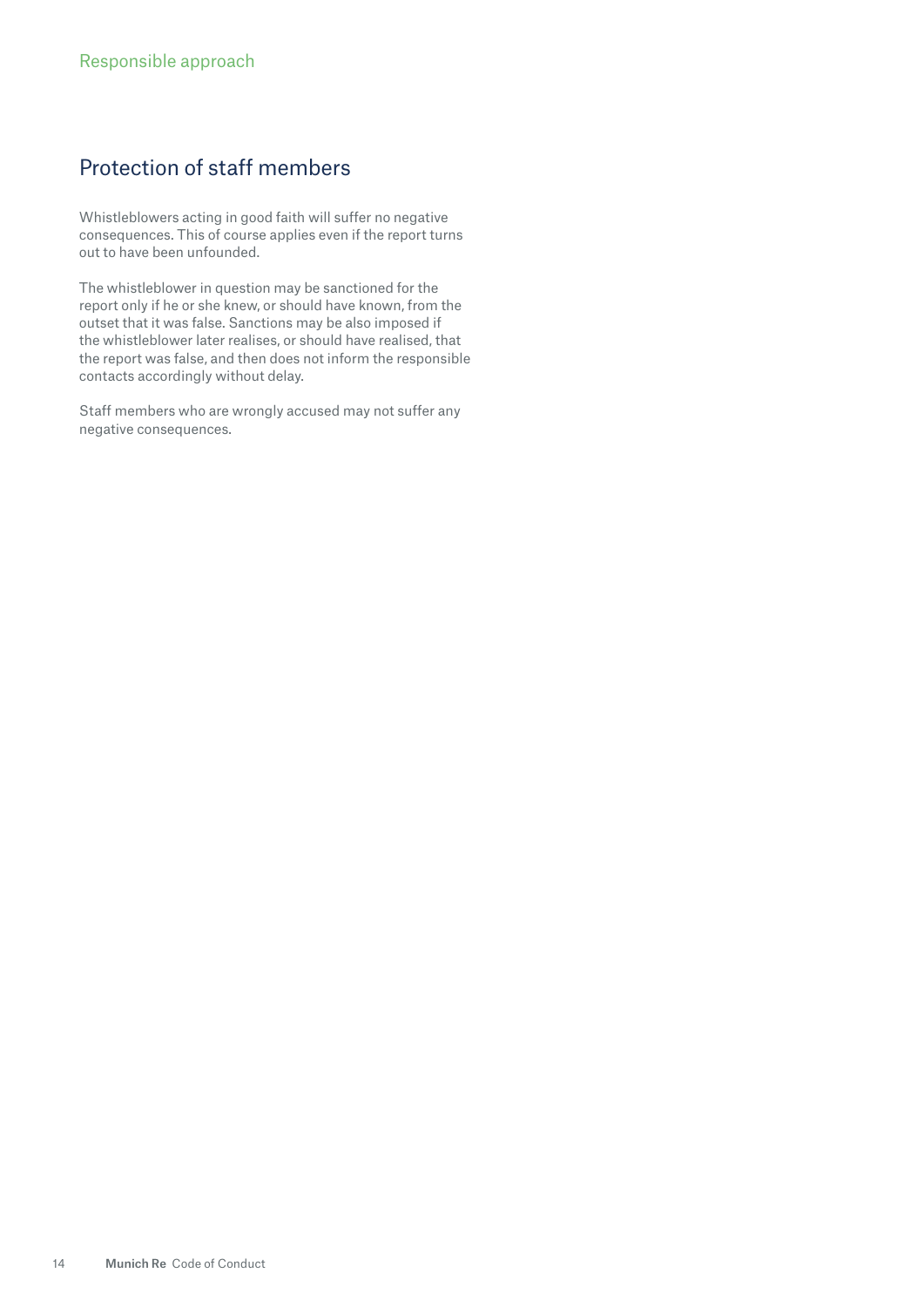Responsible approach

## Protection of staff members

Whistleblowers acting in good faith will suffer no negative consequences. This of course applies even if the report turns out to have been unfounded.

The whistleblower in question may be sanctioned for the report only if he or she knew, or should have known, from the outset that it was false. Sanctions may be also imposed if the whistleblower later realises, or should have realised, that the report was false, and then does not inform the responsible contacts accordingly without delay.

Staff members who are wrongly accused may not suffer any negative consequences.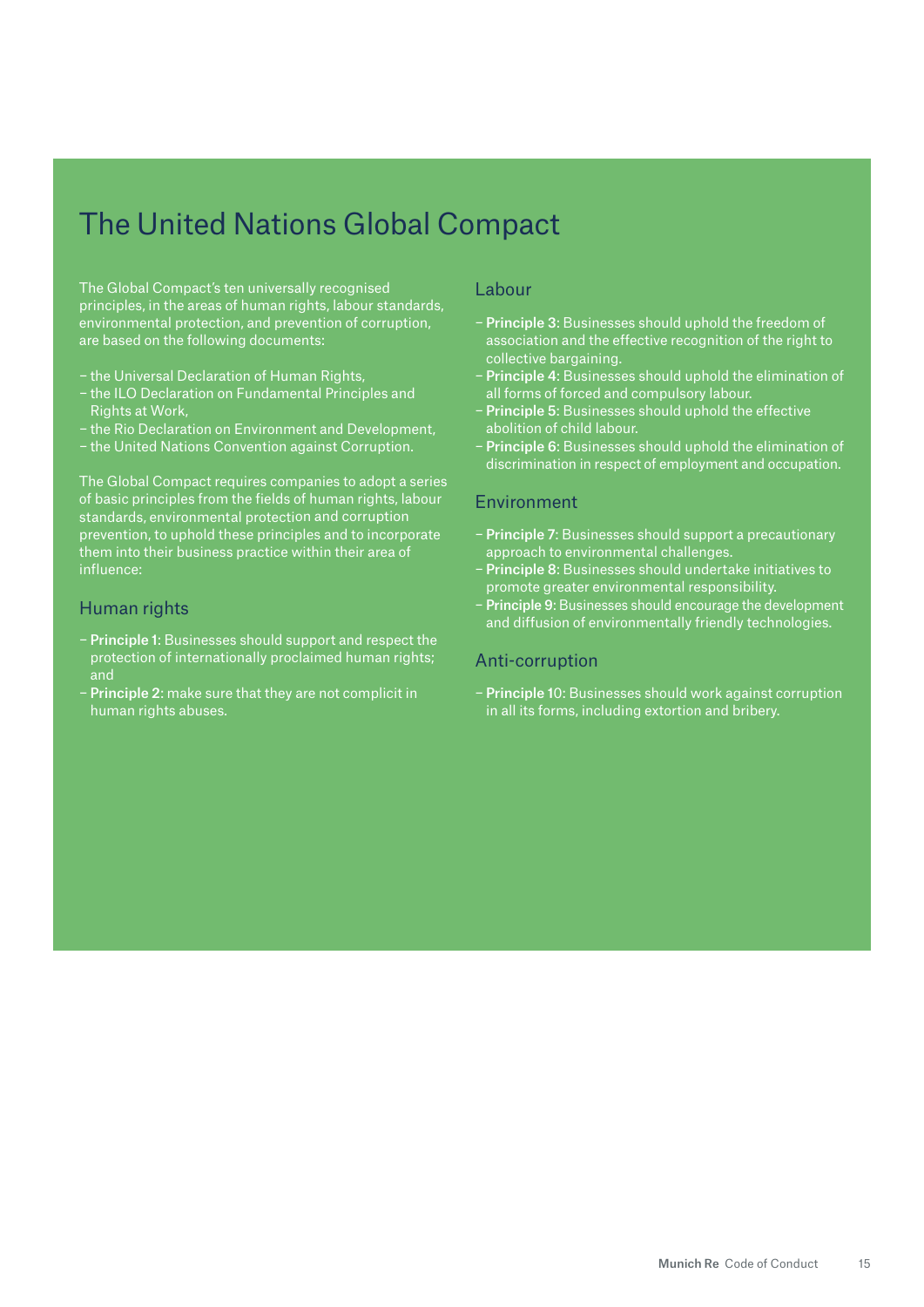# The United Nations Global Compact

The Global Compact's ten universally recognised principles, in the areas of human rights, labour standards, environmental protection, and prevention of corruption, are based on the following documents:

- the Universal Declaration of Human Rights,
- the ILO Declaration on Fundamental Principles and Rights at Work,
- the Rio Declaration on Environment and Development,
- the United Nations Convention against Corruption.

The Global Compact requires companies to adopt a series of basic principles from the fields of human rights, labour standards, environmental protection and corruption prevention, to uphold these principles and to incorporate them into their business practice within their area of influence:

## Human rights

- **Principle 1**: Businesses should support and respect the protection of internationally proclaimed human rights; and
- **Principle 2**: make sure that they are not complicit in human rights abuses.

## Labour

- **Principle 3**: Businesses should uphold the freedom of association and the effective recognition of the right to collective bargaining.
- **Principle 4**: Businesses should uphold the elimination of all forms of forced and compulsory labour.
- **Principle 5**: Businesses should uphold the effective abolition of child labour.
- **Principle 6**: Businesses should uphold the elimination of discrimination in respect of employment and occupation.

## Environment

- **Principle 7**: Businesses should support a precautionary approach to environmental challenges.
- **Principle 8**: Businesses should undertake initiatives to promote greater environmental responsibility.
- **Principle 9**: Businesses should encourage the development and diffusion of environmentally friendly technologies.

## Anti-corruption

- **Principle 10**: Businesses should work against corruption in all its forms, including extortion and bribery.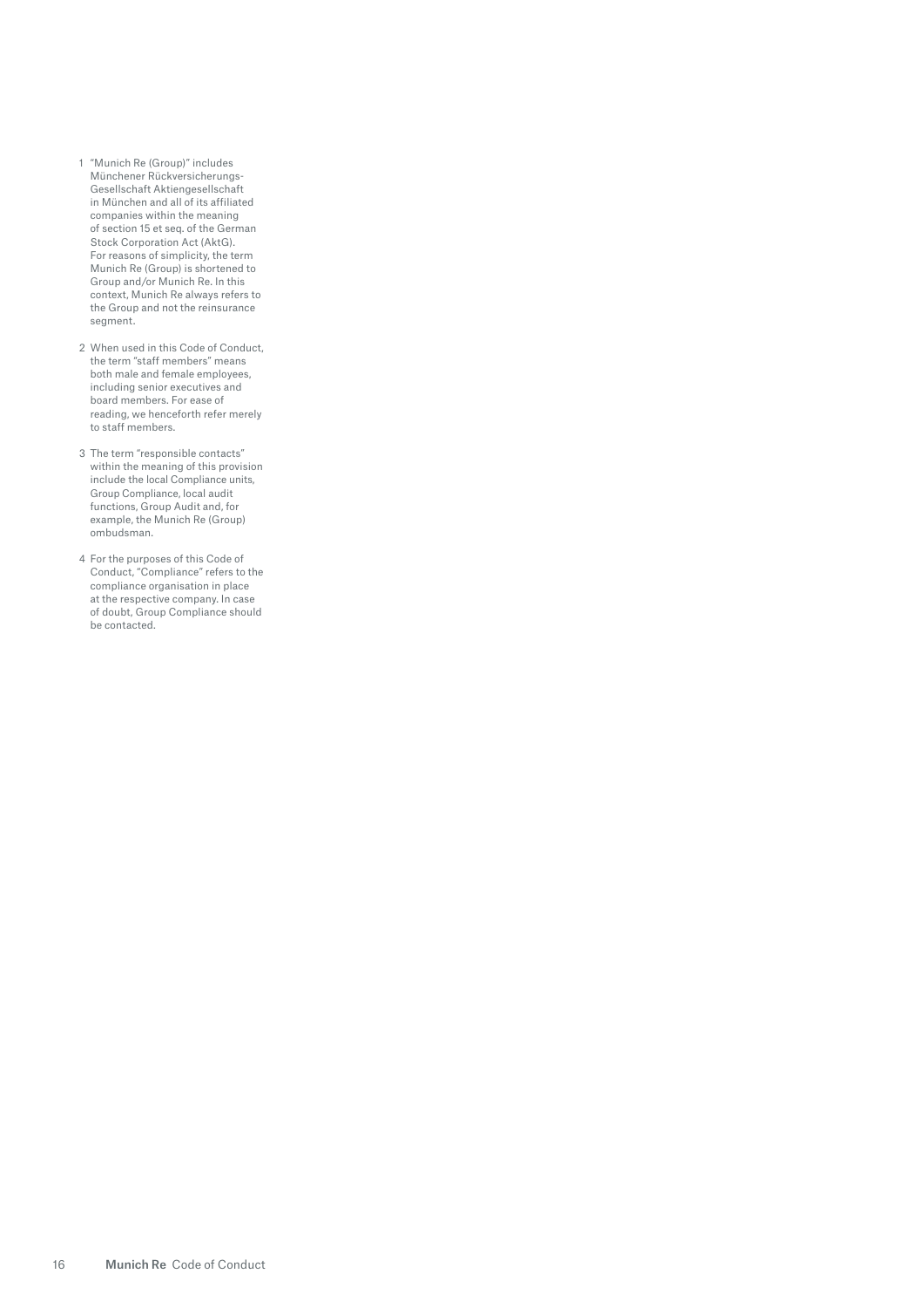1 "Munich Re (Group)" includes Münchener Rückversicherungs-Gesellschaft Aktiengesellschaft in München and all of its affiliated companies within the meaning of section 15 et seq. of the German Stock Corporation Act (AktG). For reasons of simplicity, the term Munich Re (Group) is shortened to Group and/or Munich Re. In this context, Munich Re always refers to the Group and not the reinsurance segment.

2 When used in this Code of Conduct, the term "staff members" means both male and female employees, including senior executives and board members. For ease of reading, we henceforth refer merely to staff members.

3 The term "responsible contacts" within the meaning of this provision include the local Compliance units, Group Compliance, local audit functions, Group Audit and, for example, the Munich Re (Group) ombudsman.

4 For the purposes of this Code of Conduct, "Compliance" refers to the compliance organisation in place at the respective company. In case of doubt, Group Compliance should be contacted.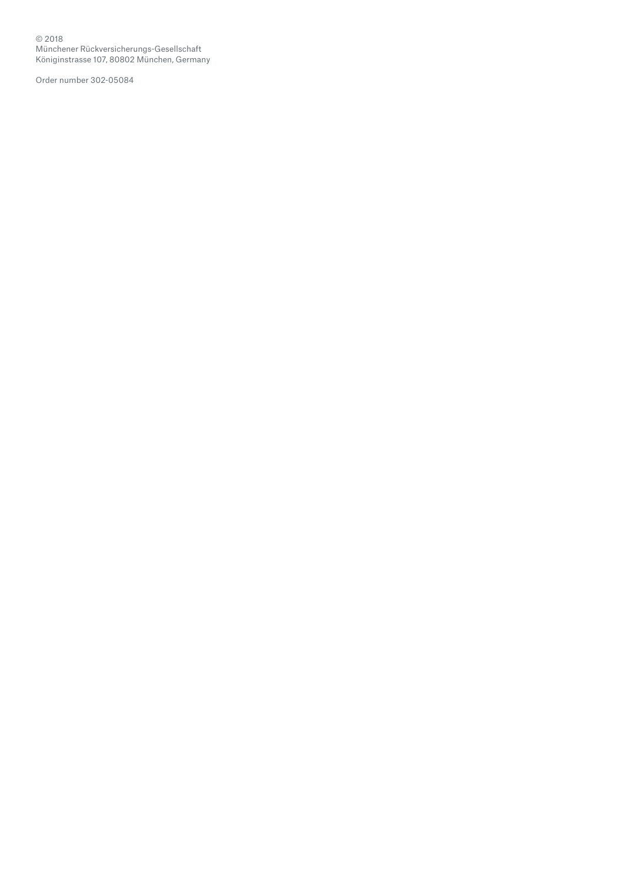© 2018
Münchener Rückversicherungs-Gesellschaft
Königinstrasse 107, 80802 München, Germany

Order number 302-05084